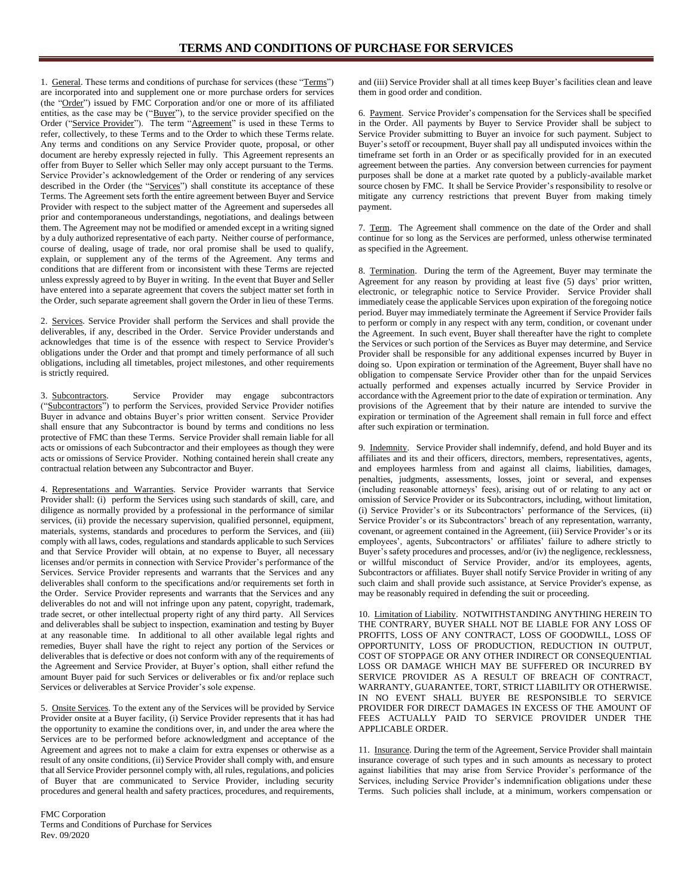# TERMS AND CONDITIONS OF PURCHASE FOR SERVICES

1. General. These terms and conditions of purchase for services (these "Terms") are incorporated into and supplement one or more purchase orders for services (the "Order") issued by FMC Corporation and/or one or more of its affiliated entities, as the case may be ("Buyer"), to the service provider specified on the Order ("Service Provider"). The term "Agreement" is used in these Terms to refer, collectively, to these Terms and to the Order to which these Terms relate. Any terms and conditions on any Service Provider quote, proposal, or other document are hereby expressly rejected in fully. This Agreement represents an offer from Buyer to Seller which Seller may only accept pursuant to the Terms. Service Provider's acknowledgement of the Order or rendering of any services described in the Order (the "Services") shall constitute its acceptance of these Terms. The Agreement sets forth the entire agreement between Buyer and Service Provider with respect to the subject matter of the Agreement and supersedes all prior and contemporaneous understandings, negotiations, and dealings between them. The Agreement may not be modified or amended except in a writing signed by a duly authorized representative of each party. Neither course of performance, course of dealing, usage of trade, nor oral promise shall be used to qualify, explain, or supplement any of the terms of the Agreement. Any terms and conditions that are different from or inconsistent with these Terms are rejected unless expressly agreed to by Buyer in writing. In the event that Buyer and Seller have entered into a separate agreement that covers the subject matter set forth in the Order, such separate agreement shall govern the Order in lieu of these Terms.

2. Services. Service Provider shall perform the Services and shall provide the deliverables, if any, described in the Order. Service Provider understands and acknowledges that time is of the essence with respect to Service Provider's obligations under the Order and that prompt and timely performance of all such obligations, including all timetables, project milestones, and other requirements is strictly required.

3. Subcontractors. Service Provider may engage subcontractors ("Subcontractors") to perform the Services, provided Service Provider notifies Buyer in advance and obtains Buyer's prior written consent. Service Provider shall ensure that any Subcontractor is bound by terms and conditions no less protective of FMC than these Terms. Service Provider shall remain liable for all acts or omissions of each Subcontractor and their employees as though they were acts or omissions of Service Provider. Nothing contained herein shall create any contractual relation between any Subcontractor and Buyer.

4. Representations and Warranties. Service Provider warrants that Service Provider shall: (i) perform the Services using such standards of skill, care, and diligence as normally provided by a professional in the performance of similar services, (ii) provide the necessary supervision, qualified personnel, equipment, materials, systems, standards and procedures to perform the Services, and (iii) comply with all laws, codes, regulations and standards applicable to such Services and that Service Provider will obtain, at no expense to Buyer, all necessary licenses and/or permits in connection with Service Provider's performance of the Services. Service Provider represents and warrants that the Services and any deliverables shall conform to the specifications and/or requirements set forth in the Order. Service Provider represents and warrants that the Services and any deliverables do not and will not infringe upon any patent, copyright, trademark, trade secret, or other intellectual property right of any third party. All Services and deliverables shall be subject to inspection, examination and testing by Buyer at any reasonable time. In additional to all other available legal rights and remedies, Buyer shall have the right to reject any portion of the Services or deliverables that is defective or does not conform with any of the requirements of the Agreement and Service Provider, at Buyer's option, shall either refund the amount Buyer paid for such Services or deliverables or fix and/or replace such Services or deliverables at Service Provider's sole expense.

5. Onsite Services. To the extent any of the Services will be provided by Service Provider onsite at a Buyer facility, (i) Service Provider represents that it has had the opportunity to examine the conditions over, in, and under the area where the Services are to be performed before acknowledgment and acceptance of the Agreement and agrees not to make a claim for extra expenses or otherwise as a result of any onsite conditions, (ii) Service Provider shall comply with, and ensure that all Service Provider personnel comply with, all rules, regulations, and policies of Buyer that are communicated to Service Provider, including security procedures and general health and safety practices, procedures, and requirements, and (iii) Service Provider shall at all times keep Buyer's facilities clean and leave them in good order and condition.

6. Payment. Service Provider's compensation for the Services shall be specified in the Order. All payments by Buyer to Service Provider shall be subject to Service Provider submitting to Buyer an invoice for such payment. Subject to Buyer's setoff or recoupment, Buyer shall pay all undisputed invoices within the timeframe set forth in an Order or as specifically provided for in an executed agreement between the parties. Any conversion between currencies for payment purposes shall be done at a market rate quoted by a publicly-available market source chosen by FMC. It shall be Service Provider's responsibility to resolve or mitigate any currency restrictions that prevent Buyer from making timely payment.

7. Term. The Agreement shall commence on the date of the Order and shall continue for so long as the Services are performed, unless otherwise terminated as specified in the Agreement.

8. Termination. During the term of the Agreement, Buyer may terminate the Agreement for any reason by providing at least five (5) days' prior written, electronic, or telegraphic notice to Service Provider. Service Provider shall immediately cease the applicable Services upon expiration of the foregoing notice period. Buyer may immediately terminate the Agreement if Service Provider fails to perform or comply in any respect with any term, condition, or covenant under the Agreement. In such event, Buyer shall thereafter have the right to complete the Services or such portion of the Services as Buyer may determine, and Service Provider shall be responsible for any additional expenses incurred by Buyer in doing so. Upon expiration or termination of the Agreement, Buyer shall have no obligation to compensate Service Provider other than for the unpaid Services actually performed and expenses actually incurred by Service Provider in accordance with the Agreement prior to the date of expiration or termination. Any provisions of the Agreement that by their nature are intended to survive the expiration or termination of the Agreement shall remain in full force and effect after such expiration or termination.

9. Indemnity. Service Provider shall indemnify, defend, and hold Buyer and its affiliates and its and their officers, directors, members, representatives, agents, and employees harmless from and against all claims, liabilities, damages, penalties, judgments, assessments, losses, joint or several, and expenses (including reasonable attorneys' fees), arising out of or relating to any act or omission of Service Provider or its Subcontractors, including, without limitation, (i) Service Provider's or its Subcontractors' performance of the Services, (ii) Service Provider's or its Subcontractors' breach of any representation, warranty, covenant, or agreement contained in the Agreement, (iii) Service Provider's or its employees', agents, Subcontractors' or affiliates' failure to adhere strictly to Buyer's safety procedures and processes, and/or (iv) the negligence, recklessness, or willful misconduct of Service Provider, and/or its employees, agents, Subcontractors or affiliates. Buyer shall notify Service Provider in writing of any such claim and shall provide such assistance, at Service Provider's expense, as may be reasonably required in defending the suit or proceeding.

10. Limitation of Liability. NOTWITHSTANDING ANYTHING HEREIN TO THE CONTRARY, BUYER SHALL NOT BE LIABLE FOR ANY LOSS OF PROFITS, LOSS OF ANY CONTRACT, LOSS OF GOODWILL, LOSS OF OPPORTUNITY, LOSS OF PRODUCTION, REDUCTION IN OUTPUT, COST OF STOPPAGE OR ANY OTHER INDIRECT OR CONSEQUENTIAL LOSS OR DAMAGE WHICH MAY BE SUFFERED OR INCURRED BY SERVICE PROVIDER AS A RESULT OF BREACH OF CONTRACT, WARRANTY, GUARANTEE, TORT, STRICT LIABILITY OR OTHERWISE. IN NO EVENT SHALL BUYER BE RESPONSIBLE TO SERVICE PROVIDER FOR DIRECT DAMAGES IN EXCESS OF THE AMOUNT OF FEES ACTUALLY PAID TO SERVICE PROVIDER UNDER THE APPLICABLE ORDER.

11. Insurance. During the term of the Agreement, Service Provider shall maintain insurance coverage of such types and in such amounts as necessary to protect against liabilities that may arise from Service Provider's performance of the Services, including Service Provider's indemnification obligations under these Terms. Such policies shall include, at a minimum, workers compensation or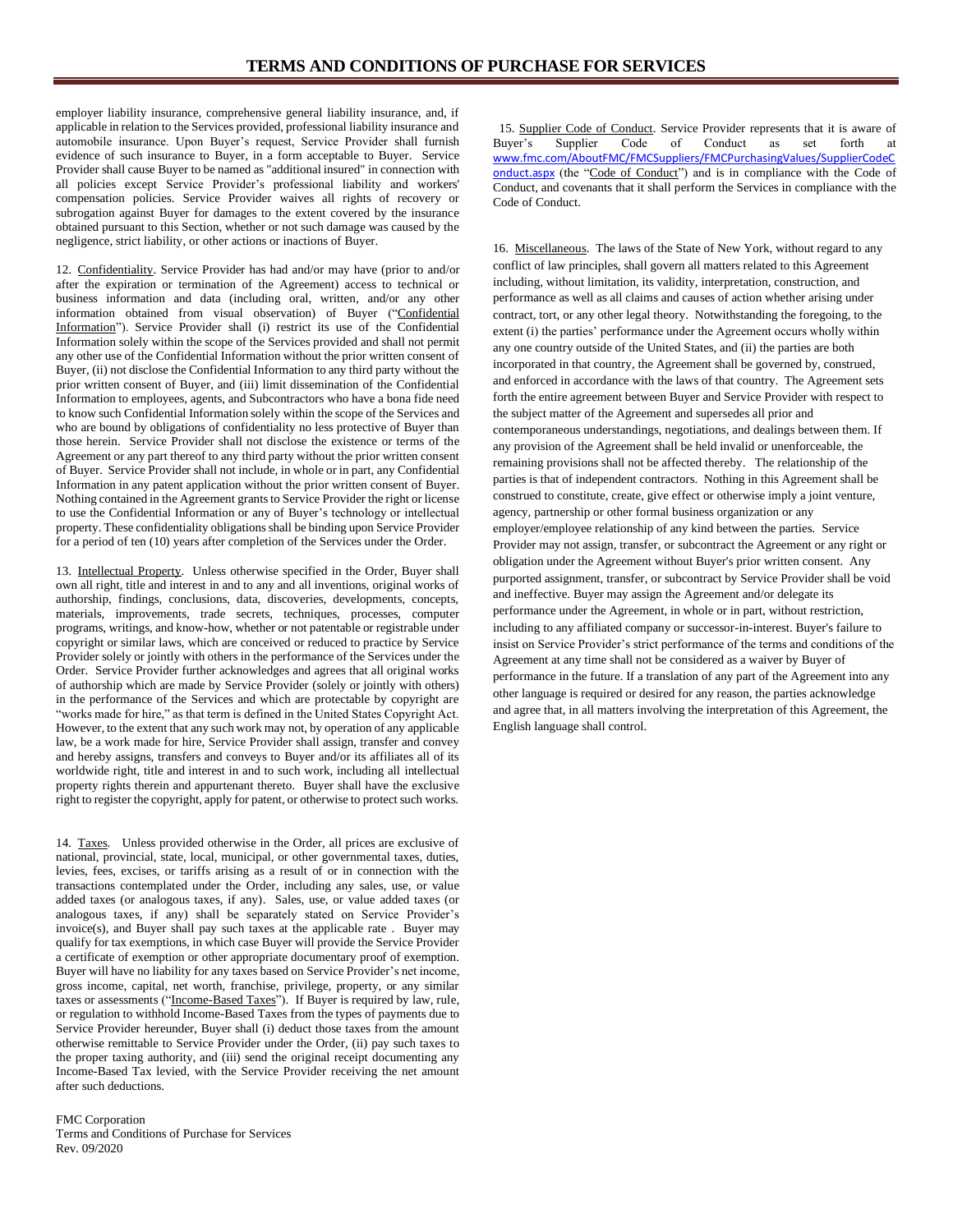employer liability insurance, comprehensive general liability insurance, and, if applicable in relation to the Services provided, professional liability insurance and automobile insurance. Upon Buyer's request, Service Provider shall furnish evidence of such insurance to Buyer, in a form acceptable to Buyer. Service Provider shall cause Buyer to be named as "additional insured" in connection with all policies except Service Provider's professional liability and workers' compensation policies. Service Provider waives all rights of recovery or subrogation against Buyer for damages to the extent covered by the insurance obtained pursuant to this Section, whether or not such damage was caused by the negligence, strict liability, or other actions or inactions of Buyer.

12. Confidentiality. Service Provider has had and/or may have (prior to and/or after the expiration or termination of the Agreement) access to technical or business information and data (including oral, written, and/or any other information obtained from visual observation) of Buyer ("Confidential Information"). Service Provider shall (i) restrict its use of the Confidential Information solely within the scope of the Services provided and shall not permit any other use of the Confidential Information without the prior written consent of Buyer, (ii) not disclose the Confidential Information to any third party without the prior written consent of Buyer, and (iii) limit dissemination of the Confidential Information to employees, agents, and Subcontractors who have a bona fide need to know such Confidential Information solely within the scope of the Services and who are bound by obligations of confidentiality no less protective of Buyer than those herein. Service Provider shall not disclose the existence or terms of the Agreement or any part thereof to any third party without the prior written consent of Buyer. Service Provider shall not include, in whole or in part, any Confidential Information in any patent application without the prior written consent of Buyer. Nothing contained in the Agreement grants to Service Provider the right or license to use the Confidential Information or any of Buyer's technology or intellectual property. These confidentiality obligations shall be binding upon Service Provider for a period of ten (10) years after completion of the Services under the Order.

13. Intellectual Property. Unless otherwise specified in the Order, Buyer shall own all right, title and interest in and to any and all inventions, original works of authorship, findings, conclusions, data, discoveries, developments, concepts, materials, improvements, trade secrets, techniques, processes, computer programs, writings, and know-how, whether or not patentable or registrable under copyright or similar laws, which are conceived or reduced to practice by Service Provider solely or jointly with others in the performance of the Services under the Order. Service Provider further acknowledges and agrees that all original works of authorship which are made by Service Provider (solely or jointly with others) in the performance of the Services and which are protectable by copyright are "works made for hire," as that term is defined in the United States Copyright Act. However, to the extent that any such work may not, by operation of any applicable law, be a work made for hire, Service Provider shall assign, transfer and convey and hereby assigns, transfers and conveys to Buyer and/or its affiliates all of its worldwide right, title and interest in and to such work, including all intellectual property rights therein and appurtenant thereto. Buyer shall have the exclusive right to register the copyright, apply for patent, or otherwise to protect such works.

14. Taxes. Unless provided otherwise in the Order, all prices are exclusive of national, provincial, state, local, municipal, or other governmental taxes, duties, levies, fees, excises, or tariffs arising as a result of or in connection with the transactions contemplated under the Order, including any sales, use, or value added taxes (or analogous taxes, if any). Sales, use, or value added taxes (or analogous taxes, if any) shall be separately stated on Service Provider's invoice(s), and Buyer shall pay such taxes at the applicable rate . Buyer may qualify for tax exemptions, in which case Buyer will provide the Service Provider a certificate of exemption or other appropriate documentary proof of exemption. Buyer will have no liability for any taxes based on Service Provider's net income, gross income, capital, net worth, franchise, privilege, property, or any similar taxes or assessments ("Income-Based Taxes"). If Buyer is required by law, rule, or regulation to withhold Income-Based Taxes from the types of payments due to Service Provider hereunder, Buyer shall (i) deduct those taxes from the amount otherwise remittable to Service Provider under the Order, (ii) pay such taxes to the proper taxing authority, and (iii) send the original receipt documenting any Income-Based Tax levied, with the Service Provider receiving the net amount after such deductions.

15. Supplier Code of Conduct. Service Provider represents that it is aware of Buyer's Supplier Code of Conduct as set forth at www.fmc.com/AboutFMC/FMCSuppliers/FMCPurchasingValues/SupplierCodeConduct.aspx (the "Code of Conduct") and is in compliance with the Code of Conduct, and covenants that it shall perform the Services in compliance with the Code of Conduct.

16. Miscellaneous. The laws of the State of New York, without regard to any conflict of law principles, shall govern all matters related to this Agreement including, without limitation, its validity, interpretation, construction, and performance as well as all claims and causes of action whether arising under contract, tort, or any other legal theory. Notwithstanding the foregoing, to the extent (i) the parties' performance under the Agreement occurs wholly within any one country outside of the United States, and (ii) the parties are both incorporated in that country, the Agreement shall be governed by, construed, and enforced in accordance with the laws of that country. The Agreement sets forth the entire agreement between Buyer and Service Provider with respect to the subject matter of the Agreement and supersedes all prior and contemporaneous understandings, negotiations, and dealings between them. If any provision of the Agreement shall be held invalid or unenforceable, the remaining provisions shall not be affected thereby. The relationship of the parties is that of independent contractors. Nothing in this Agreement shall be construed to constitute, create, give effect or otherwise imply a joint venture, agency, partnership or other formal business organization or any employer/employee relationship of any kind between the parties. Service Provider may not assign, transfer, or subcontract the Agreement or any right or obligation under the Agreement without Buyer's prior written consent. Any purported assignment, transfer, or subcontract by Service Provider shall be void and ineffective. Buyer may assign the Agreement and/or delegate its performance under the Agreement, in whole or in part, without restriction, including to any affiliated company or successor-in-interest. Buyer's failure to insist on Service Provider's strict performance of the terms and conditions of the Agreement at any time shall not be considered as a waiver by Buyer of performance in the future. If a translation of any part of the Agreement into any other language is required or desired for any reason, the parties acknowledge and agree that, in all matters involving the interpretation of this Agreement, the English language shall control.